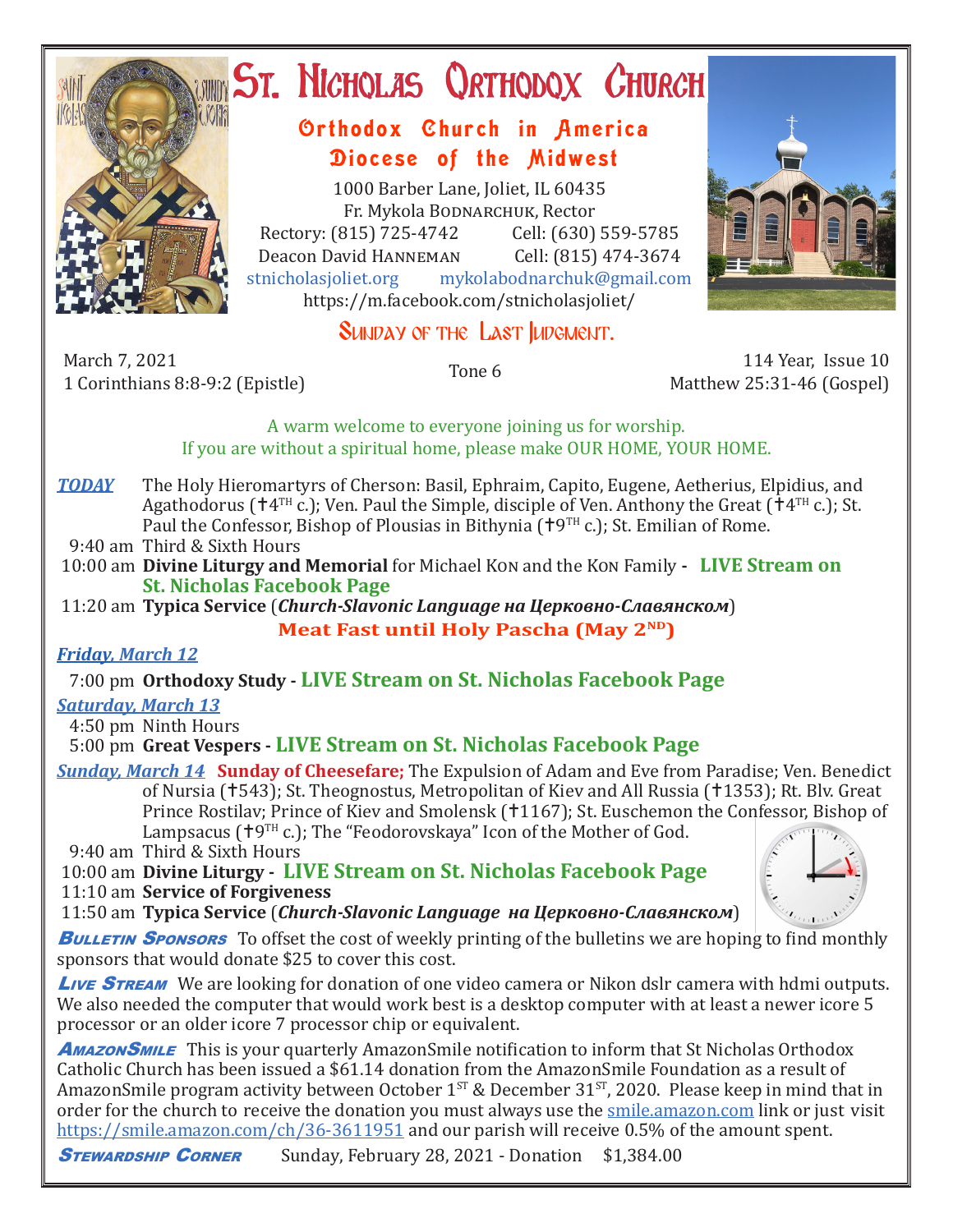# St. Nicholas Orthodox Church

## Orthodox Church in America
## Diocese of the Midwest

1000 Barber Lane, Joliet, IL 60435
Fr. Mykola Bodnarchuk, Rector
Rectory: (815) 725-4742 Cell: (630) 559-5785
Deacon David Hanneman Cell: (815) 474-3674
stnicholasjoliet.org mykolabodnarchuk@gmail.com
https://m.facebook.com/stnicholasjoliet/

## Sunday of the Last Judgment.

March 7, 2021
1 Corinthians 8:8-9:2 (Epistle)

Tone 6

114 Year, Issue 10
Matthew 25:31-46 (Gospel)

A warm welcome to everyone joining us for worship.
If you are without a spiritual home, please make OUR HOME, YOUR HOME.

***TODAY*** The Holy Hieromartyrs of Cherson: Basil, Ephraim, Capito, Eugene, Aetherius, Elpidius, and Agathodorus (☦4TH c.); Ven. Paul the Simple, disciple of Ven. Anthony the Great (☦4TH c.); St. Paul the Confessor, Bishop of Plousias in Bithynia (☦9TH c.); St. Emilian of Rome.

9:40 am Third & Sixth Hours
10:00 am **Divine Liturgy and Memorial** for Michael Kon and the Kon Family - **LIVE Stream on St. Nicholas Facebook Page**
11:20 am **Typica Service** (***Church-Slavonic Language на Церковно-Славянском***)

**Meat Fast until Holy Pascha (May 2ND)**

***Friday, March 12***

7:00 pm **Orthodoxy Study - LIVE Stream on St. Nicholas Facebook Page**

***Saturday, March 13***

4:50 pm Ninth Hours
5:00 pm **Great Vespers - LIVE Stream on St. Nicholas Facebook Page**

***Sunday, March 14*** **Sunday of Cheesefare;** The Expulsion of Adam and Eve from Paradise; Ven. Benedict of Nursia (☦543); St. Theognostus, Metropolitan of Kiev and All Russia (☦1353); Rt. Blv. Great Prince Rostilav; Prince of Kiev and Smolensk (☦1167); St. Euschemon the Confessor, Bishop of Lampsacus (☦9TH c.); The "Feodorovskaya" Icon of the Mother of God.

9:40 am Third & Sixth Hours
10:00 am **Divine Liturgy - LIVE Stream on St. Nicholas Facebook Page**
11:10 am **Service of Forgiveness**
11:50 am **Typica Service** (***Church-Slavonic Language на Церковно-Славянском***)

***Bulletin Sponsors*** To offset the cost of weekly printing of the bulletins we are hoping to find monthly sponsors that would donate $25 to cover this cost.

***Live Stream*** We are looking for donation of one video camera or Nikon dslr camera with hdmi outputs. We also needed the computer that would work best is a desktop computer with at least a newer icore 5 processor or an older icore 7 processor chip or equivalent.

***AmazonSmile*** This is your quarterly AmazonSmile notification to inform that St Nicholas Orthodox Catholic Church has been issued a $61.14 donation from the AmazonSmile Foundation as a result of AmazonSmile program activity between October 1ST & December 31ST, 2020. Please keep in mind that in order for the church to receive the donation you must always use the smile.amazon.com link or just visit https://smile.amazon.com/ch/36-3611951 and our parish will receive 0.5% of the amount spent.

***Stewardship Corner*** Sunday, February 28, 2021 - Donation $1,384.00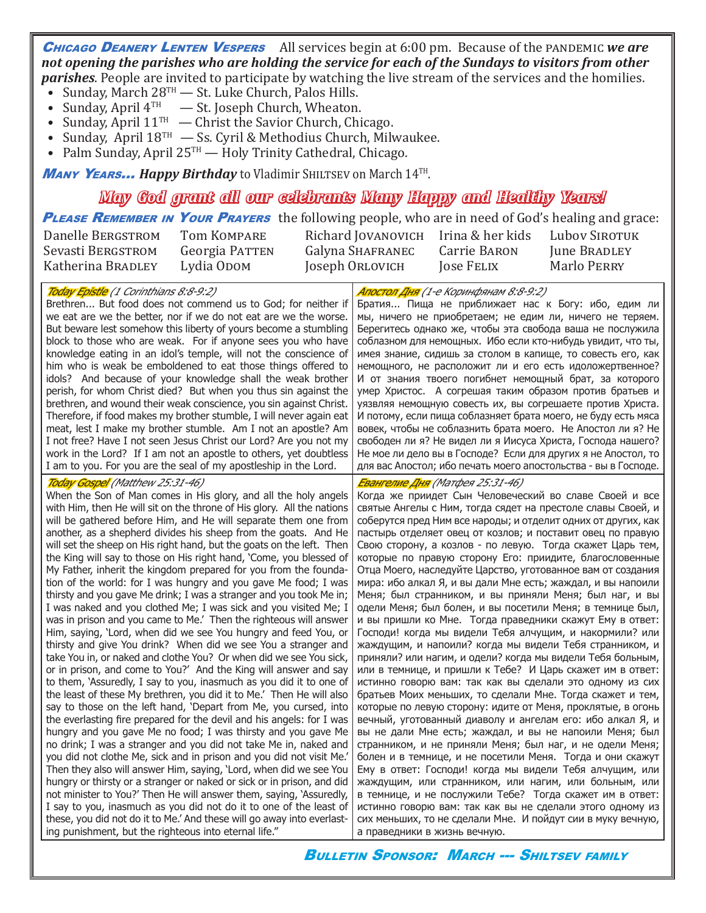**CHICAGO DEANERY LENTEN VESPERS** All services begin at 6:00 pm. Because of the PANDEMIC ***we are not opening the parishes who are holding the service for each of the Sundays to visitors from other parishes***. People are invited to participate by watching the live stream of the services and the homilies.

- Sunday, March 28TH — St. Luke Church, Palos Hills.
- Sunday, April 4TH — St. Joseph Church, Wheaton.
- Sunday, April 11TH — Christ the Savior Church, Chicago.
- Sunday, April 18TH — Ss. Cyril & Methodius Church, Milwaukee.
- Palm Sunday, April 25TH — Holy Trinity Cathedral, Chicago.

**MANY YEARS...** ***Happy Birthday*** to Vladimir SHILTSEV on March 14TH.

## *May God grant all our celebrants Many Happy and Healthy Years!*

**PLEASE REMEMBER IN YOUR PRAYERS** the following people, who are in need of God's healing and grace:

| | | | | |
|---|---|---|---|---|
| Danelle BERGSTROM | Tom KOMPARE | Richard JOVANOVICH | Irina & her kids | Lubov SIROTUK |
| Sevasti BERGSTROM | Georgia PATTEN | Galyna SHAFRANEC | Carrie BARON | June BRADLEY |
| Katherina BRADLEY | Lydia ODOM | Joseph ORLOVICH | Jose FELIX | Marlo PERRY |

*Today Epistle (1 Corinthians 8:8-9:2)*

Brethren... But food does not commend us to God; for neither if we eat are we the better, nor if we do not eat are we the worse. But beware lest somehow this liberty of yours become a stumbling block to those who are weak. For if anyone sees you who have knowledge eating in an idol's temple, will not the conscience of him who is weak be emboldened to eat those things offered to idols? And because of your knowledge shall the weak brother perish, for whom Christ died? But when you thus sin against the brethren, and wound their weak conscience, you sin against Christ. Therefore, if food makes my brother stumble, I will never again eat meat, lest I make my brother stumble. Am I not an apostle? Am I not free? Have I not seen Jesus Christ our Lord? Are you not my work in the Lord? If I am not an apostle to others, yet doubtless I am to you. For you are the seal of my apostleship in the Lord.

*Апостол Дня (1-е Коринфянам 8:8-9:2)*

Братия... Пища не приближает нас к Богу: ибо, едим ли мы, ничего не приобретаем; не едим ли, ничего не теряем. Берегитесь однако же, чтобы эта свобода ваша не послужила соблазном для немощных. Ибо если кто-нибудь увидит, что ты, имея знание, сидишь за столом в капище, то совесть его, как немощного, не расположит ли и его есть идоложертвенное? И от знания твоего погибнет немощный брат, за которого умер Христос. А согрешая таким образом против братьев и уязвляя немощную совесть их, вы согрешаете против Христа. И потому, если пища соблазняет брата моего, не буду есть мяса вовек, чтобы не соблазнить брата моего. Не Апостол ли я? Не свободен ли я? Не видел ли я Иисуса Христа, Господа нашего? Не мое ли дело вы в Господе? Если для других я не Апостол, то для вас Апостол; ибо печать моего апостольства - вы в Господе.

*Today Gospel (Matthew 25:31-46)*

When the Son of Man comes in His glory, and all the holy angels with Him, then He will sit on the throne of His glory. All the nations will be gathered before Him, and He will separate them one from another, as a shepherd divides his sheep from the goats. And He will set the sheep on His right hand, but the goats on the left. Then the King will say to those on His right hand, 'Come, you blessed of My Father, inherit the kingdom prepared for you from the foundation of the world: for I was hungry and you gave Me food; I was thirsty and you gave Me drink; I was a stranger and you took Me in; I was naked and you clothed Me; I was sick and you visited Me; I was in prison and you came to Me.' Then the righteous will answer Him, saying, 'Lord, when did we see You hungry and feed You, or thirsty and give You drink? When did we see You a stranger and take You in, or naked and clothe You? Or when did we see You sick, or in prison, and come to You?' And the King will answer and say to them, 'Assuredly, I say to you, inasmuch as you did it to one of the least of these My brethren, you did it to Me.' Then He will also say to those on the left hand, 'Depart from Me, you cursed, into the everlasting fire prepared for the devil and his angels: for I was hungry and you gave Me no food; I was thirsty and you gave Me no drink; I was a stranger and you did not take Me in, naked and you did not clothe Me, sick and in prison and you did not visit Me.' Then they also will answer Him, saying, 'Lord, when did we see You hungry or thirsty or a stranger or naked or sick or in prison, and did not minister to You?' Then He will answer them, saying, 'Assuredly, I say to you, inasmuch as you did not do it to one of the least of these, you did not do it to Me.' And these will go away into everlasting punishment, but the righteous into eternal life."

*Евангелие Дня (Матфея 25:31-46)*

Когда же приидет Сын Человеческий во славе Своей и все святые Ангелы с Ним, тогда сядет на престоле славы Своей, и соберутся пред Ним все народы; и отделит одних от других, как пастырь отделяет овец от козлов; и поставит овец по правую Свою сторону, а козлов - по левую. Тогда скажет Царь тем, которые по правую сторону Его: приидите, благословенные Отца Моего, наследуйте Царство, уготованное вам от создания мира: ибо алкал Я, и вы дали Мне есть; жаждал, и вы напоили Меня; был странником, и вы приняли Меня; был наг, и вы одели Меня; был болен, и вы посетили Меня; в темнице был, и вы пришли ко Мне. Тогда праведники скажут Ему в ответ: Господи! когда мы видели Тебя алчущим, и накормили? или жаждущим, и напоили? когда мы видели Тебя странником, и приняли? или нагим, и одели? когда мы видели Тебя больным, или в темнице, и пришли к Тебе? И Царь скажет им в ответ: истинно говорю вам: так как вы сделали это одному из сих братьев Моих меньших, то сделали Мне. Тогда скажет и тем, которые по левую сторону: идите от Меня, проклятые, в огонь вечный, уготованный диаволу и ангелам его: ибо алкал Я, и вы не дали Мне есть; жаждал, и вы не напоили Меня; был странником, и не приняли Меня; был наг, и не одели Меня; болен и в темнице, и не посетили Меня. Тогда и они скажут Ему в ответ: Господи! когда мы видели Тебя алчущим, или жаждущим, или странником, или нагим, или больным, или в темнице, и не послужили Тебе? Тогда скажет им в ответ: истинно говорю вам: так как вы не сделали этого одному из сих меньших, то не сделали Мне. И пойдут сии в муку вечную, а праведники в жизнь вечную.

**BULLETIN SPONSOR: MARCH --- SHILTSEV FAMILY**